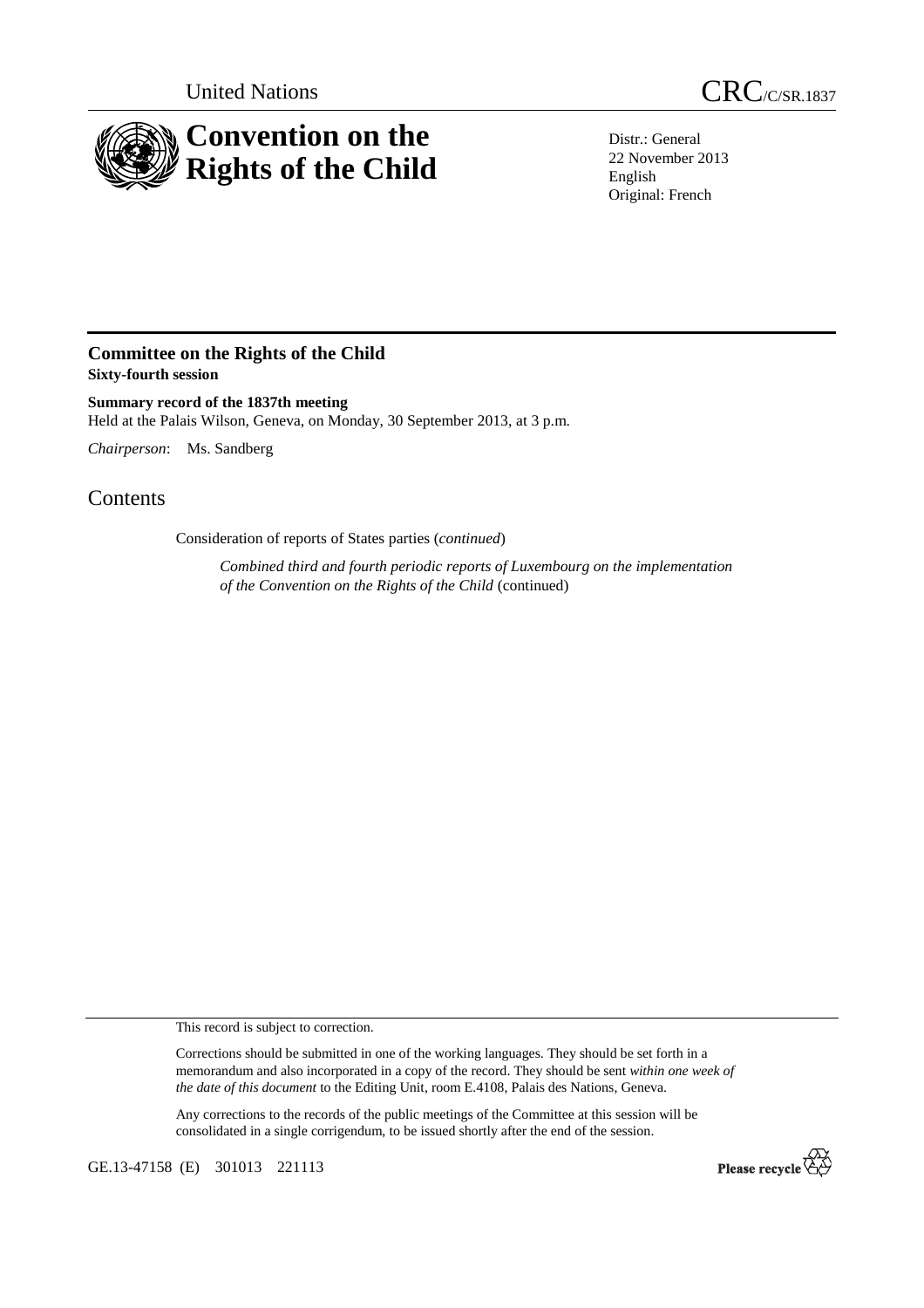United Nations

CRC/C/SR.1837

# Convention on the Rights of the Child

Distr.: General
22 November 2013
English
Original: French

## Committee on the Rights of the Child
**Sixty-fourth session**

**Summary record of the 1837th meeting**
Held at the Palais Wilson, Geneva, on Monday, 30 September 2013, at 3 p.m.

*Chairperson*: Ms. Sandberg

# Contents

Consideration of reports of States parties (*continued*)

*Combined third and fourth periodic reports of Luxembourg on the implementation of the Convention on the Rights of the Child* (continued)

This record is subject to correction.

Corrections should be submitted in one of the working languages. They should be set forth in a memorandum and also incorporated in a copy of the record. They should be sent *within one week of the date of this document* to the Editing Unit, room E.4108, Palais des Nations, Geneva.

Any corrections to the records of the public meetings of the Committee at this session will be consolidated in a single corrigendum, to be issued shortly after the end of the session.

GE.13-47158 (E) 301013 221113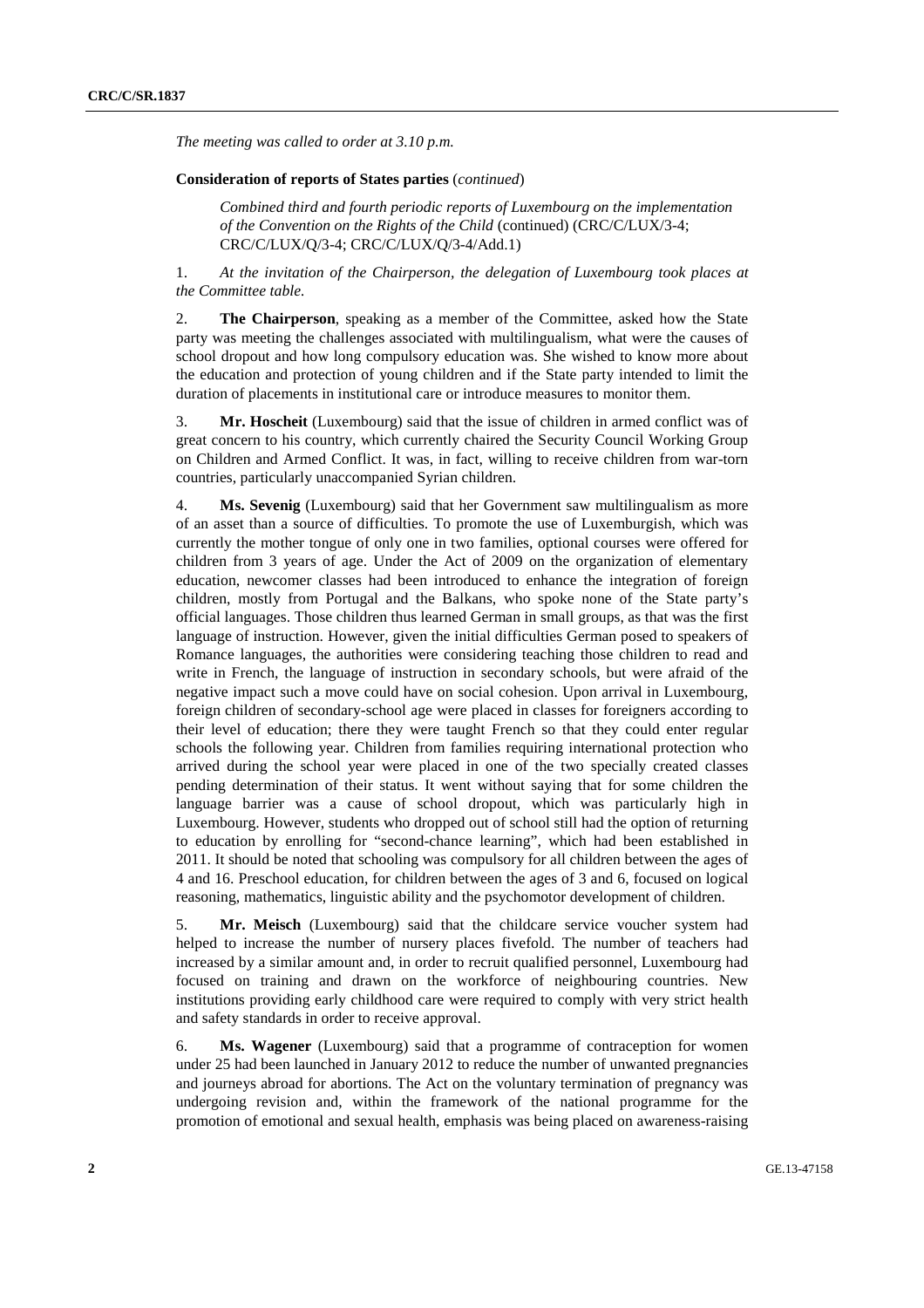*The meeting was called to order at 3.10 p.m.*

**Consideration of reports of States parties** (*continued*)

*Combined third and fourth periodic reports of Luxembourg on the implementation of the Convention on the Rights of the Child* (continued) (CRC/C/LUX/3-4; CRC/C/LUX/Q/3-4; CRC/C/LUX/Q/3-4/Add.1)

1. *At the invitation of the Chairperson, the delegation of Luxembourg took places at the Committee table.*

2. **The Chairperson**, speaking as a member of the Committee, asked how the State party was meeting the challenges associated with multilingualism, what were the causes of school dropout and how long compulsory education was. She wished to know more about the education and protection of young children and if the State party intended to limit the duration of placements in institutional care or introduce measures to monitor them.

3. **Mr. Hoscheit** (Luxembourg) said that the issue of children in armed conflict was of great concern to his country, which currently chaired the Security Council Working Group on Children and Armed Conflict. It was, in fact, willing to receive children from war-torn countries, particularly unaccompanied Syrian children.

4. **Ms. Sevenig** (Luxembourg) said that her Government saw multilingualism as more of an asset than a source of difficulties. To promote the use of Luxemburgish, which was currently the mother tongue of only one in two families, optional courses were offered for children from 3 years of age. Under the Act of 2009 on the organization of elementary education, newcomer classes had been introduced to enhance the integration of foreign children, mostly from Portugal and the Balkans, who spoke none of the State party's official languages. Those children thus learned German in small groups, as that was the first language of instruction. However, given the initial difficulties German posed to speakers of Romance languages, the authorities were considering teaching those children to read and write in French, the language of instruction in secondary schools, but were afraid of the negative impact such a move could have on social cohesion. Upon arrival in Luxembourg, foreign children of secondary-school age were placed in classes for foreigners according to their level of education; there they were taught French so that they could enter regular schools the following year. Children from families requiring international protection who arrived during the school year were placed in one of the two specially created classes pending determination of their status. It went without saying that for some children the language barrier was a cause of school dropout, which was particularly high in Luxembourg. However, students who dropped out of school still had the option of returning to education by enrolling for "second-chance learning", which had been established in 2011. It should be noted that schooling was compulsory for all children between the ages of 4 and 16. Preschool education, for children between the ages of 3 and 6, focused on logical reasoning, mathematics, linguistic ability and the psychomotor development of children.

5. **Mr. Meisch** (Luxembourg) said that the childcare service voucher system had helped to increase the number of nursery places fivefold. The number of teachers had increased by a similar amount and, in order to recruit qualified personnel, Luxembourg had focused on training and drawn on the workforce of neighbouring countries. New institutions providing early childhood care were required to comply with very strict health and safety standards in order to receive approval.

6. **Ms. Wagener** (Luxembourg) said that a programme of contraception for women under 25 had been launched in January 2012 to reduce the number of unwanted pregnancies and journeys abroad for abortions. The Act on the voluntary termination of pregnancy was undergoing revision and, within the framework of the national programme for the promotion of emotional and sexual health, emphasis was being placed on awareness-raising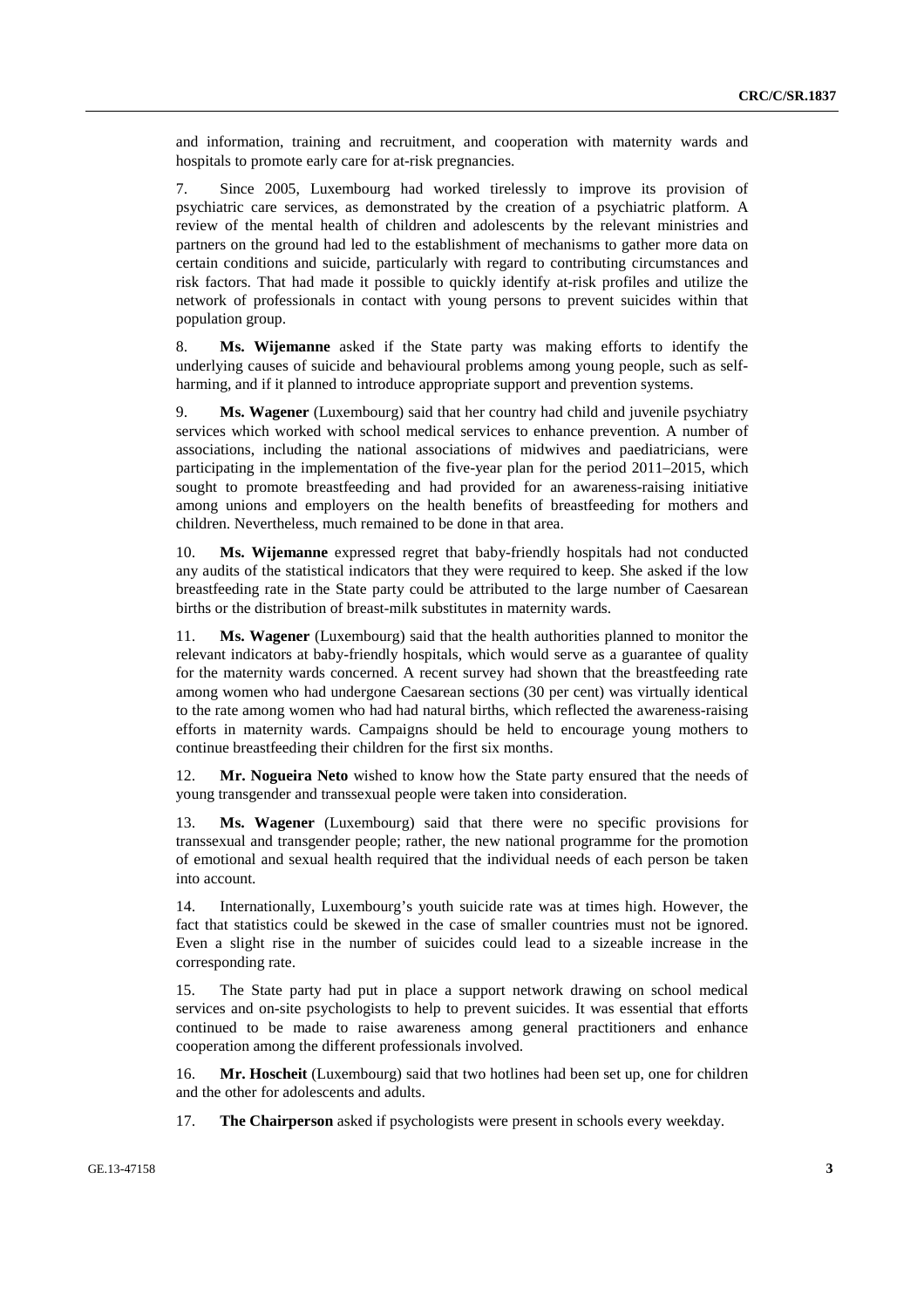and information, training and recruitment, and cooperation with maternity wards and hospitals to promote early care for at-risk pregnancies.

7. Since 2005, Luxembourg had worked tirelessly to improve its provision of psychiatric care services, as demonstrated by the creation of a psychiatric platform. A review of the mental health of children and adolescents by the relevant ministries and partners on the ground had led to the establishment of mechanisms to gather more data on certain conditions and suicide, particularly with regard to contributing circumstances and risk factors. That had made it possible to quickly identify at-risk profiles and utilize the network of professionals in contact with young persons to prevent suicides within that population group.

8. **Ms. Wijemanne** asked if the State party was making efforts to identify the underlying causes of suicide and behavioural problems among young people, such as self-harming, and if it planned to introduce appropriate support and prevention systems.

9. **Ms. Wagener** (Luxembourg) said that her country had child and juvenile psychiatry services which worked with school medical services to enhance prevention. A number of associations, including the national associations of midwives and paediatricians, were participating in the implementation of the five-year plan for the period 2011–2015, which sought to promote breastfeeding and had provided for an awareness-raising initiative among unions and employers on the health benefits of breastfeeding for mothers and children. Nevertheless, much remained to be done in that area.

10. **Ms. Wijemanne** expressed regret that baby-friendly hospitals had not conducted any audits of the statistical indicators that they were required to keep. She asked if the low breastfeeding rate in the State party could be attributed to the large number of Caesarean births or the distribution of breast-milk substitutes in maternity wards.

11. **Ms. Wagener** (Luxembourg) said that the health authorities planned to monitor the relevant indicators at baby-friendly hospitals, which would serve as a guarantee of quality for the maternity wards concerned. A recent survey had shown that the breastfeeding rate among women who had undergone Caesarean sections (30 per cent) was virtually identical to the rate among women who had had natural births, which reflected the awareness-raising efforts in maternity wards. Campaigns should be held to encourage young mothers to continue breastfeeding their children for the first six months.

12. **Mr. Nogueira Neto** wished to know how the State party ensured that the needs of young transgender and transsexual people were taken into consideration.

13. **Ms. Wagener** (Luxembourg) said that there were no specific provisions for transsexual and transgender people; rather, the new national programme for the promotion of emotional and sexual health required that the individual needs of each person be taken into account.

14. Internationally, Luxembourg's youth suicide rate was at times high. However, the fact that statistics could be skewed in the case of smaller countries must not be ignored. Even a slight rise in the number of suicides could lead to a sizeable increase in the corresponding rate.

15. The State party had put in place a support network drawing on school medical services and on-site psychologists to help to prevent suicides. It was essential that efforts continued to be made to raise awareness among general practitioners and enhance cooperation among the different professionals involved.

16. **Mr. Hoscheit** (Luxembourg) said that two hotlines had been set up, one for children and the other for adolescents and adults.

17. **The Chairperson** asked if psychologists were present in schools every weekday.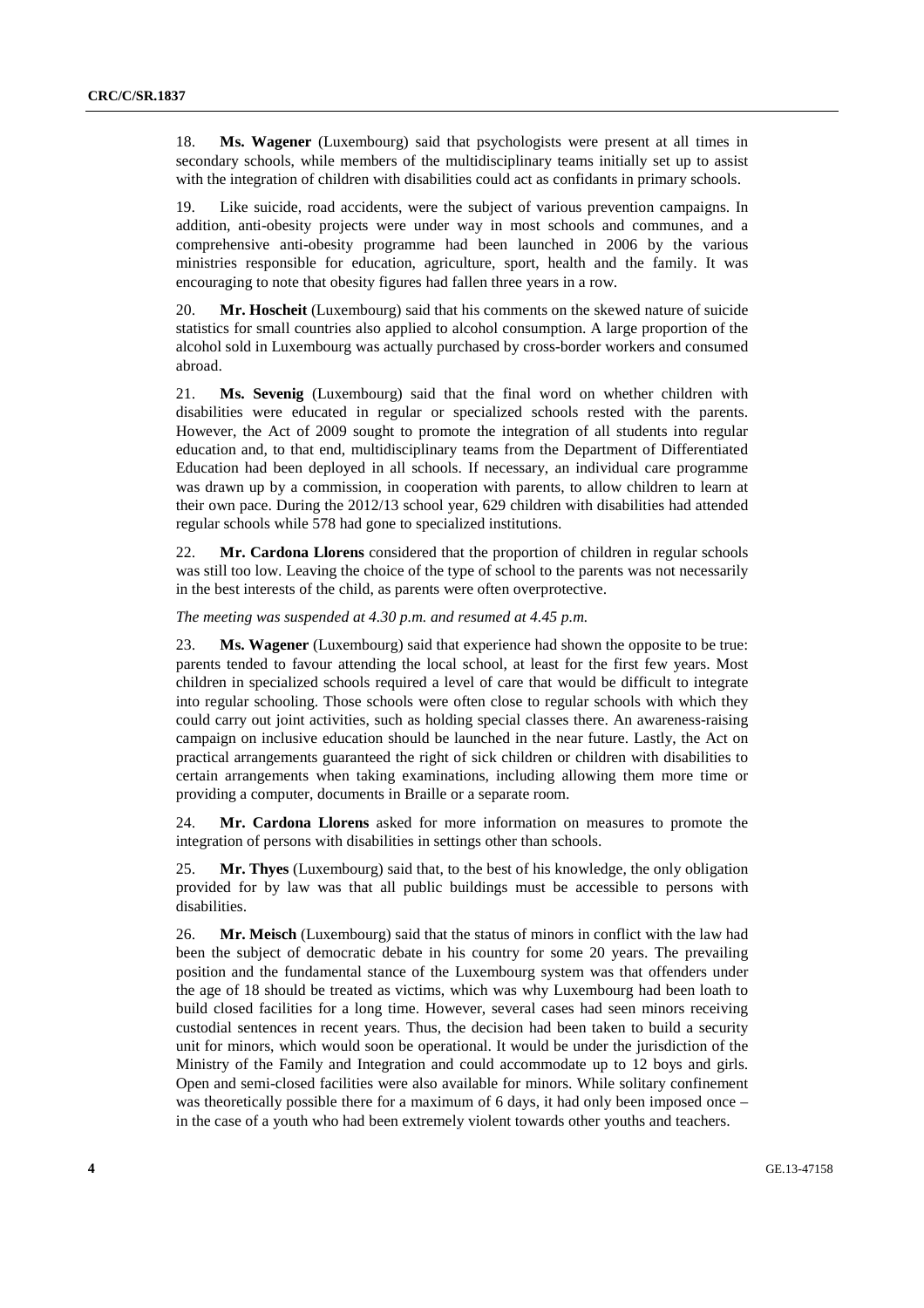18. **Ms. Wagener** (Luxembourg) said that psychologists were present at all times in secondary schools, while members of the multidisciplinary teams initially set up to assist with the integration of children with disabilities could act as confidants in primary schools.

19. Like suicide, road accidents, were the subject of various prevention campaigns. In addition, anti-obesity projects were under way in most schools and communes, and a comprehensive anti-obesity programme had been launched in 2006 by the various ministries responsible for education, agriculture, sport, health and the family. It was encouraging to note that obesity figures had fallen three years in a row.

20. **Mr. Hoscheit** (Luxembourg) said that his comments on the skewed nature of suicide statistics for small countries also applied to alcohol consumption. A large proportion of the alcohol sold in Luxembourg was actually purchased by cross-border workers and consumed abroad.

21. **Ms. Sevenig** (Luxembourg) said that the final word on whether children with disabilities were educated in regular or specialized schools rested with the parents. However, the Act of 2009 sought to promote the integration of all students into regular education and, to that end, multidisciplinary teams from the Department of Differentiated Education had been deployed in all schools. If necessary, an individual care programme was drawn up by a commission, in cooperation with parents, to allow children to learn at their own pace. During the 2012/13 school year, 629 children with disabilities had attended regular schools while 578 had gone to specialized institutions.

22. **Mr. Cardona Llorens** considered that the proportion of children in regular schools was still too low. Leaving the choice of the type of school to the parents was not necessarily in the best interests of the child, as parents were often overprotective.

*The meeting was suspended at 4.30 p.m. and resumed at 4.45 p.m.*

23. **Ms. Wagener** (Luxembourg) said that experience had shown the opposite to be true: parents tended to favour attending the local school, at least for the first few years. Most children in specialized schools required a level of care that would be difficult to integrate into regular schooling. Those schools were often close to regular schools with which they could carry out joint activities, such as holding special classes there. An awareness-raising campaign on inclusive education should be launched in the near future. Lastly, the Act on practical arrangements guaranteed the right of sick children or children with disabilities to certain arrangements when taking examinations, including allowing them more time or providing a computer, documents in Braille or a separate room.

24. **Mr. Cardona Llorens** asked for more information on measures to promote the integration of persons with disabilities in settings other than schools.

25. **Mr. Thyes** (Luxembourg) said that, to the best of his knowledge, the only obligation provided for by law was that all public buildings must be accessible to persons with disabilities.

26. **Mr. Meisch** (Luxembourg) said that the status of minors in conflict with the law had been the subject of democratic debate in his country for some 20 years. The prevailing position and the fundamental stance of the Luxembourg system was that offenders under the age of 18 should be treated as victims, which was why Luxembourg had been loath to build closed facilities for a long time. However, several cases had seen minors receiving custodial sentences in recent years. Thus, the decision had been taken to build a security unit for minors, which would soon be operational. It would be under the jurisdiction of the Ministry of the Family and Integration and could accommodate up to 12 boys and girls. Open and semi-closed facilities were also available for minors. While solitary confinement was theoretically possible there for a maximum of 6 days, it had only been imposed once – in the case of a youth who had been extremely violent towards other youths and teachers.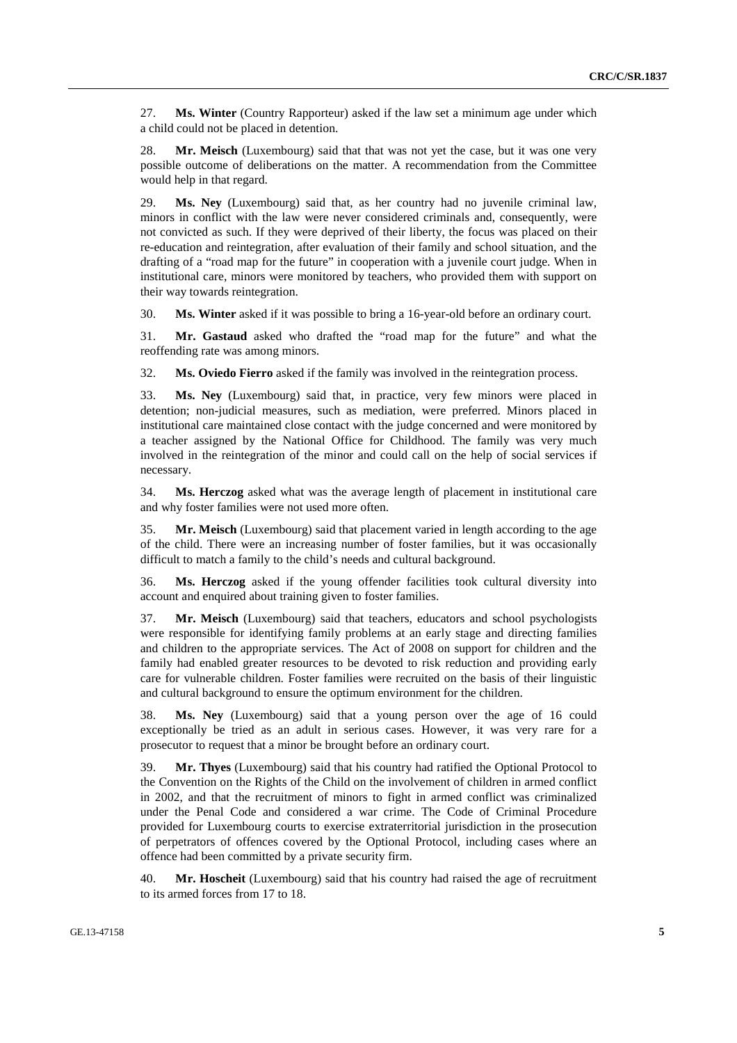27. **Ms. Winter** (Country Rapporteur) asked if the law set a minimum age under which a child could not be placed in detention.

28. **Mr. Meisch** (Luxembourg) said that that was not yet the case, but it was one very possible outcome of deliberations on the matter. A recommendation from the Committee would help in that regard.

29. **Ms. Ney** (Luxembourg) said that, as her country had no juvenile criminal law, minors in conflict with the law were never considered criminals and, consequently, were not convicted as such. If they were deprived of their liberty, the focus was placed on their re-education and reintegration, after evaluation of their family and school situation, and the drafting of a "road map for the future" in cooperation with a juvenile court judge. When in institutional care, minors were monitored by teachers, who provided them with support on their way towards reintegration.

30. **Ms. Winter** asked if it was possible to bring a 16-year-old before an ordinary court.

31. **Mr. Gastaud** asked who drafted the "road map for the future" and what the reoffending rate was among minors.

32. **Ms. Oviedo Fierro** asked if the family was involved in the reintegration process.

33. **Ms. Ney** (Luxembourg) said that, in practice, very few minors were placed in detention; non-judicial measures, such as mediation, were preferred. Minors placed in institutional care maintained close contact with the judge concerned and were monitored by a teacher assigned by the National Office for Childhood. The family was very much involved in the reintegration of the minor and could call on the help of social services if necessary.

34. **Ms. Herczog** asked what was the average length of placement in institutional care and why foster families were not used more often.

35. **Mr. Meisch** (Luxembourg) said that placement varied in length according to the age of the child. There were an increasing number of foster families, but it was occasionally difficult to match a family to the child's needs and cultural background.

36. **Ms. Herczog** asked if the young offender facilities took cultural diversity into account and enquired about training given to foster families.

37. **Mr. Meisch** (Luxembourg) said that teachers, educators and school psychologists were responsible for identifying family problems at an early stage and directing families and children to the appropriate services. The Act of 2008 on support for children and the family had enabled greater resources to be devoted to risk reduction and providing early care for vulnerable children. Foster families were recruited on the basis of their linguistic and cultural background to ensure the optimum environment for the children.

38. **Ms. Ney** (Luxembourg) said that a young person over the age of 16 could exceptionally be tried as an adult in serious cases. However, it was very rare for a prosecutor to request that a minor be brought before an ordinary court.

39. **Mr. Thyes** (Luxembourg) said that his country had ratified the Optional Protocol to the Convention on the Rights of the Child on the involvement of children in armed conflict in 2002, and that the recruitment of minors to fight in armed conflict was criminalized under the Penal Code and considered a war crime. The Code of Criminal Procedure provided for Luxembourg courts to exercise extraterritorial jurisdiction in the prosecution of perpetrators of offences covered by the Optional Protocol, including cases where an offence had been committed by a private security firm.

40. **Mr. Hoscheit** (Luxembourg) said that his country had raised the age of recruitment to its armed forces from 17 to 18.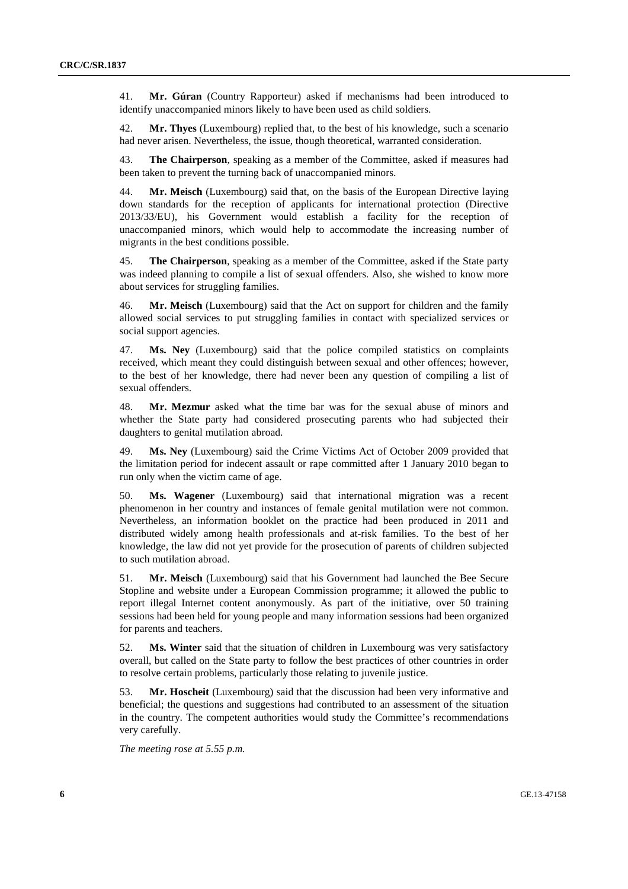41. **Mr. Gúran** (Country Rapporteur) asked if mechanisms had been introduced to identify unaccompanied minors likely to have been used as child soldiers.

42. **Mr. Thyes** (Luxembourg) replied that, to the best of his knowledge, such a scenario had never arisen. Nevertheless, the issue, though theoretical, warranted consideration.

43. **The Chairperson**, speaking as a member of the Committee, asked if measures had been taken to prevent the turning back of unaccompanied minors.

44. **Mr. Meisch** (Luxembourg) said that, on the basis of the European Directive laying down standards for the reception of applicants for international protection (Directive 2013/33/EU), his Government would establish a facility for the reception of unaccompanied minors, which would help to accommodate the increasing number of migrants in the best conditions possible.

45. **The Chairperson**, speaking as a member of the Committee, asked if the State party was indeed planning to compile a list of sexual offenders. Also, she wished to know more about services for struggling families.

46. **Mr. Meisch** (Luxembourg) said that the Act on support for children and the family allowed social services to put struggling families in contact with specialized services or social support agencies.

47. **Ms. Ney** (Luxembourg) said that the police compiled statistics on complaints received, which meant they could distinguish between sexual and other offences; however, to the best of her knowledge, there had never been any question of compiling a list of sexual offenders.

48. **Mr. Mezmur** asked what the time bar was for the sexual abuse of minors and whether the State party had considered prosecuting parents who had subjected their daughters to genital mutilation abroad.

49. **Ms. Ney** (Luxembourg) said the Crime Victims Act of October 2009 provided that the limitation period for indecent assault or rape committed after 1 January 2010 began to run only when the victim came of age.

50. **Ms. Wagener** (Luxembourg) said that international migration was a recent phenomenon in her country and instances of female genital mutilation were not common. Nevertheless, an information booklet on the practice had been produced in 2011 and distributed widely among health professionals and at-risk families. To the best of her knowledge, the law did not yet provide for the prosecution of parents of children subjected to such mutilation abroad.

51. **Mr. Meisch** (Luxembourg) said that his Government had launched the Bee Secure Stopline and website under a European Commission programme; it allowed the public to report illegal Internet content anonymously. As part of the initiative, over 50 training sessions had been held for young people and many information sessions had been organized for parents and teachers.

52. **Ms. Winter** said that the situation of children in Luxembourg was very satisfactory overall, but called on the State party to follow the best practices of other countries in order to resolve certain problems, particularly those relating to juvenile justice.

53. **Mr. Hoscheit** (Luxembourg) said that the discussion had been very informative and beneficial; the questions and suggestions had contributed to an assessment of the situation in the country. The competent authorities would study the Committee's recommendations very carefully.

*The meeting rose at 5.55 p.m.*